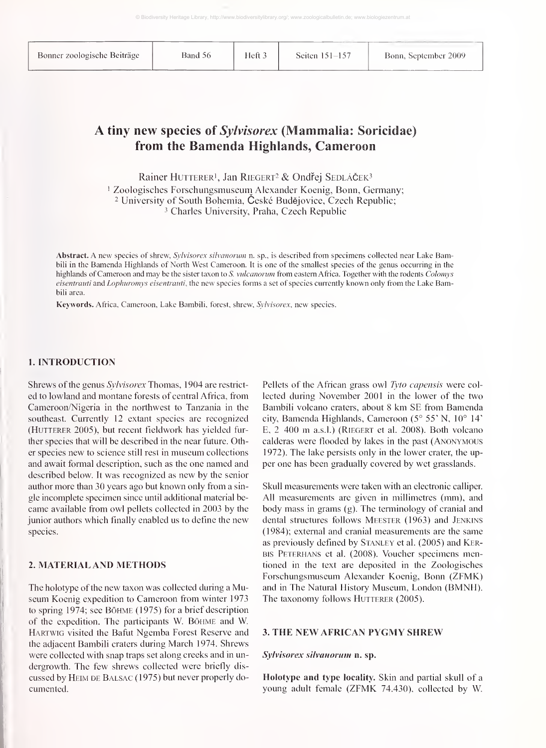# A tiny new species of *Sylvisorex* (Mammalia: Soricidae) from the Bamenda Highlands, Cameroon

Rainer HUTTERER[1], Jan RIEGERT[2] & Ondřej SEDLÁČEK[3]

[1] Zoologisches Forschungsmuseum Alexander Koenig, Bonn, Germany;
[2] University of South Bohemia, České Budějovice, Czech Republic;
[3] Charles University, Praha, Czech Republic

**Abstract.** A new species of shrew, *Sylvisorex silvanorum* n. sp., is described from specimens collected near Lake Bambili in the Bamenda Highlands of North West Cameroon. It is one of the smallest species of the genus occurring in the highlands of Cameroon and may be the sister taxon to *S. vulcanorum* from eastern Africa. Together with the rodents *Colomys eisentrauti* and *Lophuromys eisentrauti*, the new species forms a set of species currently known only from the Lake Bambili area.

**Keywords.** Africa, Cameroon, Lake Bambili, forest, shrew, *Sylvisorex*, new species.

## 1. INTRODUCTION

Shrews of the genus *Sylvisorex* Thomas, 1904 are restricted to lowland and montane forests of central Africa, from Cameroon/Nigeria in the northwest to Tanzania in the southeast. Currently 12 extant species are recognized (HUTTERER 2005), but recent fieldwork has yielded further species that will be described in the near future. Other species new to science still rest in museum collections and await formal description, such as the one named and described below. It was recognized as new by the senior author more than 30 years ago but known only from a single incomplete specimen since until additional material became available from owl pellets collected in 2003 by the junior authors which finally enabled us to define the new species.

## 2. MATERIAL AND METHODS

The holotype of the new taxon was collected during a Museum Koenig expedition to Cameroon from winter 1973 to spring 1974; see BÖHME (1975) for a brief description of the expedition. The participants W. BÖHME and W. HARTWIG visited the Bafut Ngemba Forest Reserve and the adjacent Bambili craters during March 1974. Shrews were collected with snap traps set along creeks and in undergrowth. The few shrews collected were briefly discussed by HEIM DE BALSAC (1975) but never properly documented.

Pellets of the African grass owl *Tyto capensis* were collected during November 2001 in the lower of the two Bambili volcano craters, about 8 km SE from Bamenda city, Bamenda Highlands, Cameroon (5° 55' N, 10° 14' E, 2 400 m a.s.l.) (RIEGERT et al. 2008). Both volcano calderas were flooded by lakes in the past (ANONYMOUS 1972). The lake persists only in the lower crater, the upper one has been gradually covered by wet grasslands.

Skull measurements were taken with an electronic calliper. All measurements are given in millimetres (mm), and body mass in grams (g). The terminology of cranial and dental structures follows MEESTER (1963) and JENKINS (1984); external and cranial measurements are the same as previously defined by STANLEY et al. (2005) and KERBIS PETERHANS et al. (2008). Voucher specimens mentioned in the text are deposited in the Zoologisches Forschungsmuseum Alexander Koenig, Bonn (ZFMK) and in The Natural History Museum, London (BMNH). The taxonomy follows HUTTERER (2005).

## 3. THE NEW AFRICAN PYGMY SHREW

### *Sylvisorex silvanorum* n. sp.

**Holotype and type locality.** Skin and partial skull of a young adult female (ZFMK 74.430), collected by W.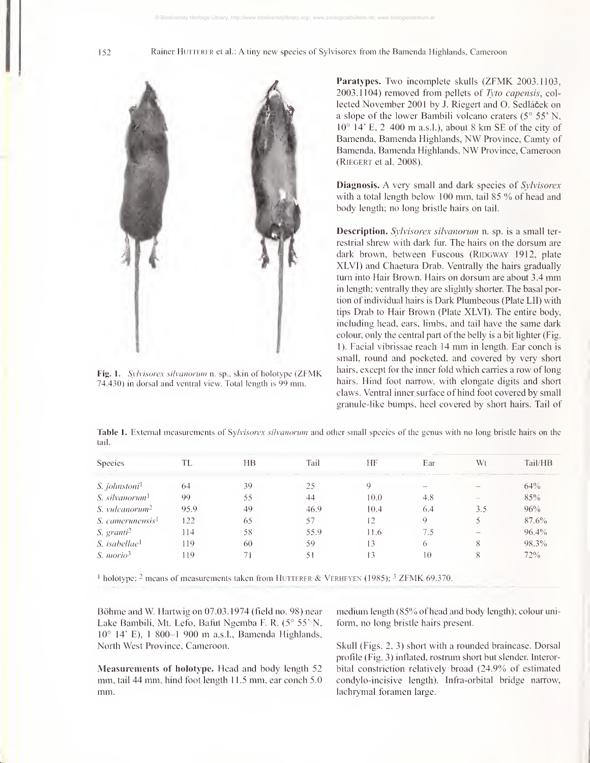**Fig. 1.** *Sylvisorex silvanorum* n. sp., skin of holotype (ZFMK 74.430) in dorsal and ventral view. Total length is 99 mm.

**Paratypes.** Two incomplete skulls (ZFMK 2003.1103, 2003.1104) removed from pellets of *Tyto capensis*, collected November 2001 by J. Riegert and O. Sedláček on a slope of the lower Bambili volcano craters (5° 55' N, 10° 14' E, 2 400 m a.s.l.), about 8 km SE of the city of Bamenda, Bamenda Highlands, NW Province, Camty of Bamenda, Bamenda Highlands, NW Province, Cameroon (Riegert et al. 2008).

**Diagnosis.** A very small and dark species of *Sylvisorex* with a total length below 100 mm, tail 85 % of head and body length; no long bristle hairs on tail.

**Description.** *Sylvisorex silvanorum* n. sp. is a small terrestrial shrew with dark fur. The hairs on the dorsum are dark brown, between Fuscous (Ridgway 1912, plate XLVI) and Chaetura Drab. Ventrally the hairs gradually turn into Hair Brown. Hairs on dorsum are about 3.4 mm in length; ventrally they are slightly shorter. The basal portion of individual hairs is Dark Plumbeous (Plate LII) with tips Drab to Hair Brown (Plate XLVI). The entire body, including head, ears, limbs, and tail have the same dark colour, only the central part of the belly is a bit lighter (Fig. 1). Facial vibrissae reach 14 mm in length. Ear conch is small, round and pocketed, and covered by very short hairs, except for the inner fold which carries a row of long hairs. Hind foot narrow, with elongate digits and short claws. Ventral inner surface of hind foot covered by small granule-like bumps, heel covered by short hairs. Tail of medium length (85% of head and body length); colour uniform, no long bristle hairs present.

**Table 1.** External measurements of *Sylvisorex silvanorum* and other small species of the genus with no long bristle hairs on the tail.

| Species | TL | HB | Tail | HF | Ear | Wt | Tail/HB |
|---|---|---|---|---|---|---|---|
| *S. johnstoni*[1] | 64 | 39 | 25 | 9 | – | – | 64% |
| *S. silvanorum*[1] | 99 | 55 | 44 | 10.0 | 4.8 | – | 85% |
| *S. vulcanorum*[2] | 95.9 | 49 | 46.9 | 10.4 | 6.4 | 3.5 | 96% |
| *S. camerunensis*[1] | 122 | 65 | 57 | 12 | 9 | 5 | 87.6% |
| *S. granti*[2] | 114 | 58 | 55.9 | 11.6 | 7.5 | – | 96.4% |
| *S. isabellae*[1] | 119 | 60 | 59 | 13 | 6 | 8 | 98.3% |
| *S. morio*[3] | 119 | 71 | 51 | 13 | 10 | 8 | 72% |

[1] holotype; [2] means of measurements taken from Hutterer & Verheyen (1985); [3] ZFMK 69.370.

Böhme and W. Hartwig on 07.03.1974 (field no. 98) near Lake Bambili, Mt. Lefo, Bafut Ngemba F. R. (5° 55' N, 10° 14' E), 1 800–1 900 m a.s.l., Bamenda Highlands, North West Province, Cameroon.

**Measurements of holotype.** Head and body length 52 mm, tail 44 mm, hind foot length 11.5 mm, ear conch 5.0 mm.

Skull (Figs. 2, 3) short with a rounded braincase. Dorsal profile (Fig. 3) inflated, rostrum short but slender. Interorbital constriction relatively broad (24.9% of estimated condylo-incisive length). Infra-orbital bridge narrow, lachrymal foramen large.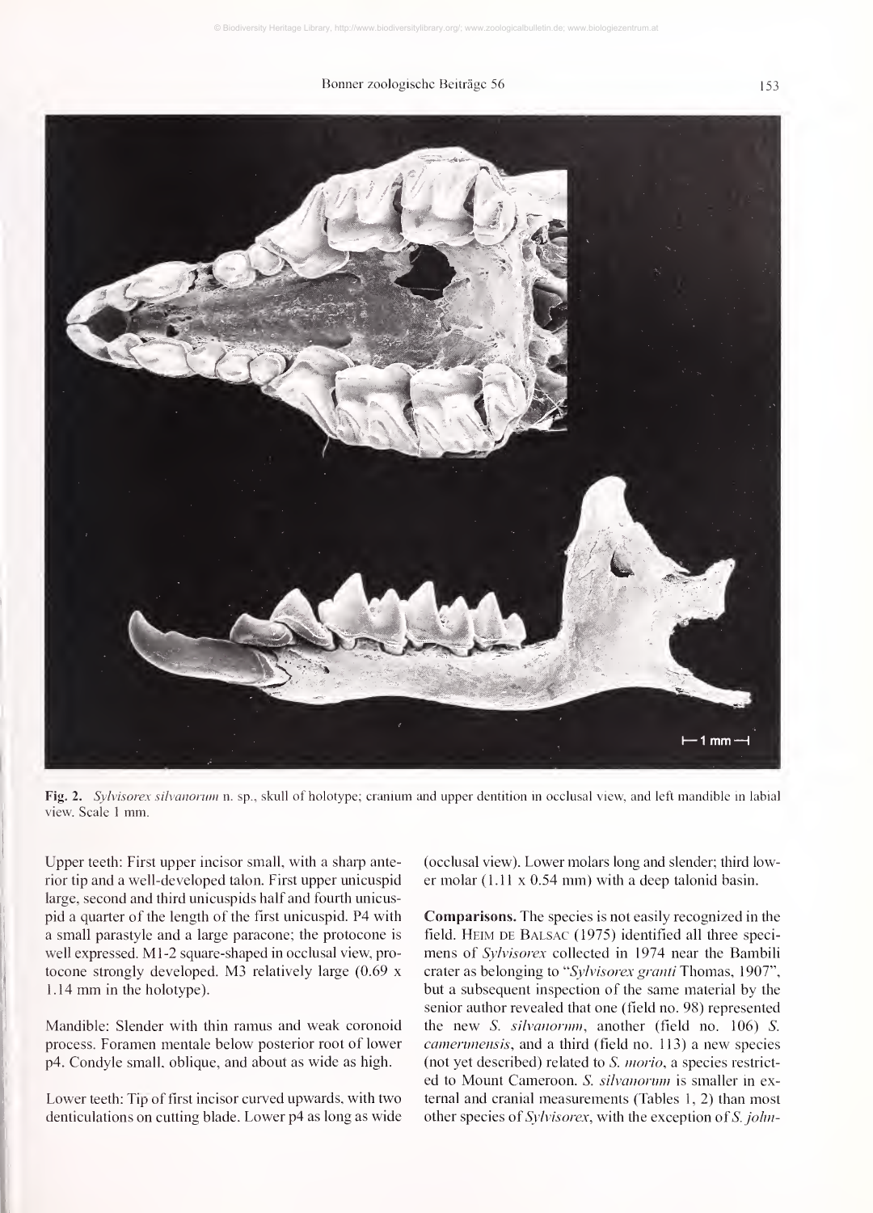**Fig. 2.** *Sylvisorex silvanorum* n. sp., skull of holotype; cranium and upper dentition in occlusal view, and left mandible in labial view. Scale 1 mm.

Upper teeth: First upper incisor small, with a sharp anterior tip and a well-developed talon. First upper unicuspid large, second and third unicuspids half and fourth unicuspid a quarter of the length of the first unicuspid. P4 with a small parastyle and a large paracone; the protocone is well expressed. M1-2 square-shaped in occlusal view, protocone strongly developed. M3 relatively large (0.69 x 1.14 mm in the holotype).

Mandible: Slender with thin ramus and weak coronoid process. Foramen mentale below posterior root of lower p4. Condyle small, oblique, and about as wide as high.

Lower teeth: Tip of first incisor curved upwards, with two denticulations on cutting blade. Lower p4 as long as wide (occlusal view). Lower molars long and slender; third lower molar (1.11 x 0.54 mm) with a deep talonid basin.

**Comparisons.** The species is not easily recognized in the field. Heim de Balsac (1975) identified all three specimens of *Sylvisorex* collected in 1974 near the Bambili crater as belonging to "*Sylvisorex granti* Thomas, 1907", but a subsequent inspection of the same material by the senior author revealed that one (field no. 98) represented the new *S. silvanorum*, another (field no. 106) *S. camerunensis*, and a third (field no. 113) a new species (not yet described) related to *S. morio*, a species restricted to Mount Cameroon. *S. silvanorum* is smaller in external and cranial measurements (Tables 1, 2) than most other species of *Sylvisorex*, with the exception of *S. john-*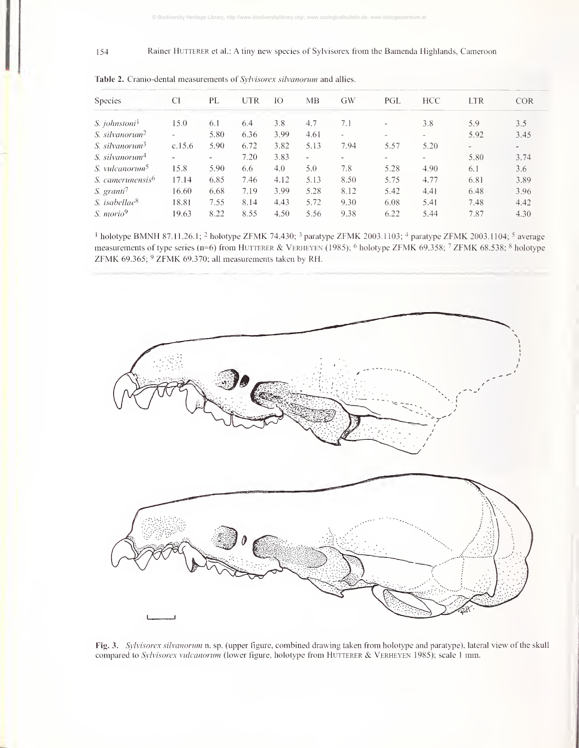**Table 2.** Cranio-dental measurements of *Sylvisorex silvanorum* and allies.

| Species | CI | PL | UTR | IO | MB | GW | PGL | HCC | LTR | COR |
|---|---|---|---|---|---|---|---|---|---|---|
| *S. johnstoni*[1] | 15.0 | 6.1 | 6.4 | 3.8 | 4.7 | 7.1 | - | 3.8 | 5.9 | 3.5 |
| *S. silvanorum*[2] | - | 5.80 | 6.36 | 3.99 | 4.61 | - | - | - | 5.92 | 3.45 |
| *S. silvanorum*[3] | c.15.6 | 5.90 | 6.72 | 3.82 | 5.13 | 7.94 | 5.57 | 5.20 | - | - |
| *S. silvanorum*[4] | - | - | 7.20 | 3.83 | - | - | - | - | 5.80 | 3.74 |
| *S. vulcanorum*[5] | 15.8 | 5.90 | 6.6 | 4.0 | 5.0 | 7.8 | 5.28 | 4.90 | 6.1 | 3.6 |
| *S. camerunensis*[6] | 17.14 | 6.85 | 7.46 | 4.12 | 5.13 | 8.50 | 5.75 | 4.77 | 6.81 | 3.89 |
| *S. granti*[7] | 16.60 | 6.68 | 7.19 | 3.99 | 5.28 | 8.12 | 5.42 | 4.41 | 6.48 | 3.96 |
| *S. isabellae*[8] | 18.81 | 7.55 | 8.14 | 4.43 | 5.72 | 9.30 | 6.08 | 5.41 | 7.48 | 4.42 |
| *S. morio*[9] | 19.63 | 8.22 | 8.55 | 4.50 | 5.56 | 9.38 | 6.22 | 5.44 | 7.87 | 4.30 |

[1] holotype BMNH 87.11.26.1; [2] holotype ZFMK 74.430; [3] paratype ZFMK 2003.1103; [4] paratype ZFMK 2003.1104; [5] average measurements of type series (n=6) from HUTTERER & VERHEYEN (1985); [6] holotype ZFMK 69.358; [7] ZFMK 68.538; [8] holotype ZFMK 69.365; [9] ZFMK 69.370; all measurements taken by RH.

**Fig. 3.** *Sylvisorex silvanorum* n. sp. (upper figure, combined drawing taken from holotype and paratype), lateral view of the skull compared to *Sylvisorex vulcanorum* (lower figure, holotype from HUTTERER & VERHEYEN 1985); scale 1 mm.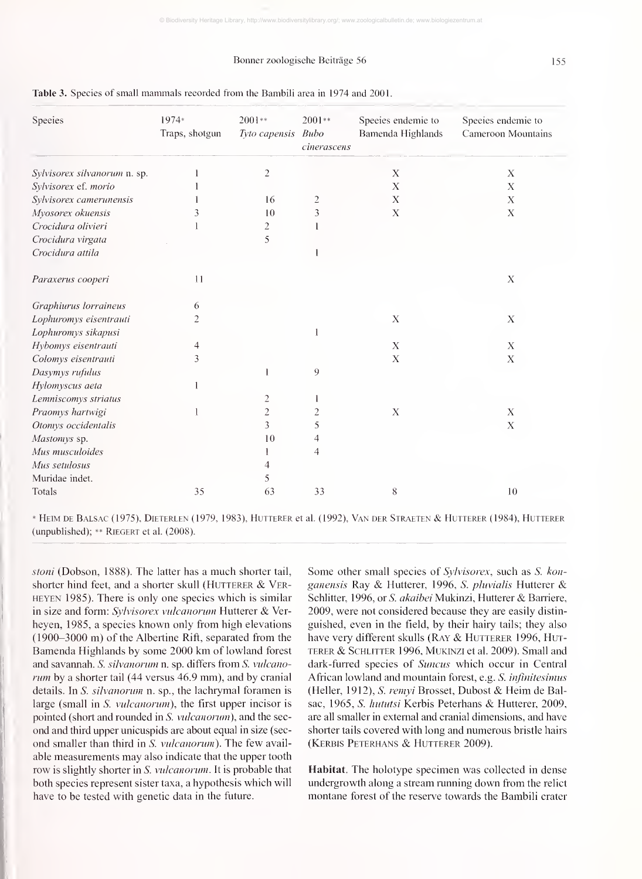**Table 3.** Species of small mammals recorded from the Bambili area in 1974 and 2001.

| Species | 1974* Traps, shotgun | 2001** *Tyto capensis* | 2001** *Bubo cinerascens* | Species endemic to Bamenda Highlands | Species endemic to Cameroon Mountains |
|---|---|---|---|---|---|
| *Sylvisorex silvanorum* n. sp. | 1 | 2 | | X | X |
| *Sylvisorex* cf. *morio* | 1 | | | X | X |
| *Sylvisorex camerunensis* | 1 | 16 | 2 | X | X |
| *Myosorex okuensis* | 3 | 10 | 3 | X | X |
| *Crocidura olivieri* | 1 | 2 | 1 | | |
| *Crocidura virgata* | | 5 | | | |
| *Crocidura attila* | | | 1 | | |
| *Paraxerus cooperi* | 11 | | | | X |
| *Graphiurus lorraineus* | 6 | | | | |
| *Lophuromys eisentrauti* | 2 | | | X | X |
| *Lophuromys sikapusi* | | | 1 | | |
| *Hybomys eisentrauti* | 4 | | | X | X |
| *Colomys eisentrauti* | 3 | | | X | X |
| *Dasymys rufulus* | | 1 | 9 | | |
| *Hylomyscus aeta* | 1 | | | | |
| *Lemniscomys striatus* | | 2 | 1 | | |
| *Praomys hartwigi* | 1 | 2 | 2 | X | X |
| *Otomys occidentalis* | | 3 | 5 | | X |
| *Mastomys* sp. | | 10 | 4 | | |
| *Mus musculoides* | | 1 | 4 | | |
| *Mus setulosus* | | 4 | | | |
| Muridae indet. | | 5 | | | |
| Totals | 35 | 63 | 33 | 8 | 10 |

* Heim de Balsac (1975), Dieterlen (1979, 1983), Hutterer et al. (1992), Van der Straeten & Hutterer (1984), Hutterer (unpublished); ** Riegert et al. (2008).

*stoni* (Dobson, 1888). The latter has a much shorter tail, shorter hind feet, and a shorter skull (Hutterer & Verheyen 1985). There is only one species which is similar in size and form: *Sylvisorex vulcanorum* Hutterer & Verheyen, 1985, a species known only from high elevations (1900–3000 m) of the Albertine Rift, separated from the Bamenda Highlands by some 2000 km of lowland forest and savannah. *S. silvanorum* n. sp. differs from *S. vulcanorum* by a shorter tail (44 versus 46.9 mm), and by cranial details. In *S. silvanorum* n. sp., the lachrymal foramen is large (small in *S. vulcanorum*), the first upper incisor is pointed (short and rounded in *S. vulcanorum*), and the second and third upper unicuspids are about equal in size (second smaller than third in *S. vulcanorum*). The few available measurements may also indicate that the upper tooth row is slightly shorter in *S. vulcanorum*. It is probable that both species represent sister taxa, a hypothesis which will have to be tested with genetic data in the future.

Some other small species of *Sylvisorex*, such as *S. konganensis* Ray & Hutterer, 1996, *S. pluvialis* Hutterer & Schlitter, 1996, or *S. akaibei* Mukinzi, Hutterer & Barriere, 2009, were not considered because they are easily distinguished, even in the field, by their hairy tails; they also have very different skulls (Ray & Hutterer 1996, Hutterer & Schlitter 1996, Mukinzi et al. 2009). Small and dark-furred species of *Suncus* which occur in Central African lowland and mountain forest, e.g. *S. infinitesimus* (Heller, 1912), *S. remyi* Brosset, Dubost & Heim de Balsac, 1965, *S. hututsi* Kerbis Peterhans & Hutterer, 2009, are all smaller in external and cranial dimensions, and have shorter tails covered with long and numerous bristle hairs (Kerbis Peterhans & Hutterer 2009).

**Habitat**. The holotype specimen was collected in dense undergrowth along a stream running down from the relict montane forest of the reserve towards the Bambili crater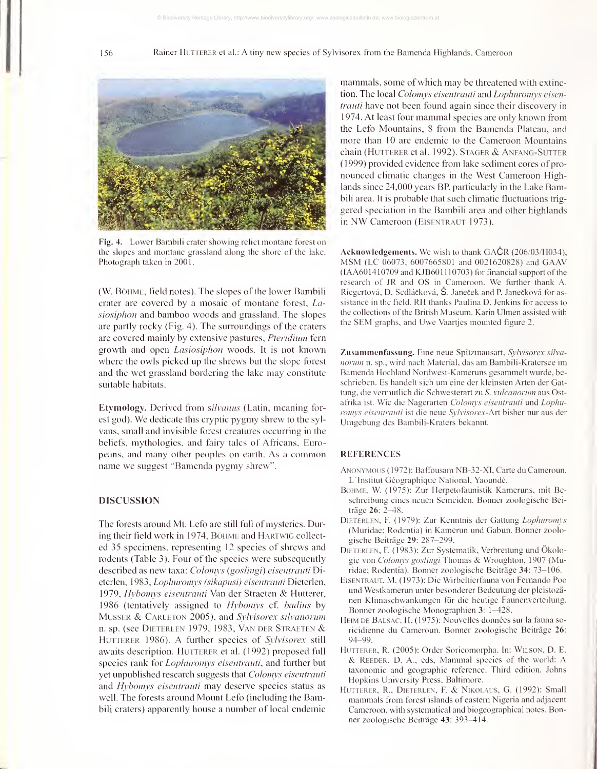Fig. 4. Lower Bambili crater showing relict montane forest on the slopes and montane grassland along the shore of the lake. Photograph taken in 2001.

(W. Böhme, field notes). The slopes of the lower Bambili crater are covered by a mosaic of montane forest, *Lasiosiphon* and bamboo woods and grassland. The slopes are partly rocky (Fig. 4). The surroundings of the craters are covered mainly by extensive pastures, *Pteridium* fern growth and open *Lasiosiphon* woods. It is not known where the owls picked up the shrews but the slope forest and the wet grassland bordering the lake may constitute suitable habitats.

**Etymology.** Derived from *silvanus* (Latin, meaning forest god). We dedicate this cryptic pygmy shrew to the sylvans, small and invisible forest creatures occurring in the beliefs, mythologies, and fairy tales of Africans, Europeans, and many other peoples on earth. As a common name we suggest "Bamenda pygmy shrew".

## DISCUSSION

The forests around Mt. Lefo are still full of mysteries. During their field work in 1974, Böhme and Hartwig collected 35 specimens, representing 12 species of shrews and rodents (Table 3). Four of the species were subsequently described as new taxa: *Colomys (goslingi) eisentrauti* Dieterlen, 1983, *Lophuromys (sikapusi) eisentrauti* Dieterlen, 1979, *Hybomys eisentrauti* Van der Straeten & Hutterer, 1986 (tentatively assigned to *Hybomys* cf. *badius* by Musser & Carleton 2005), and *Sylvisorex silvanorum* n. sp. (see Dieterlen 1979, 1983, Van der Straeten & Hutterer 1986). A further species of *Sylvisorex* still awaits description. Hutterer et al. (1992) proposed full species rank for *Lophuromys eisentrauti*, and further but yet unpublished research suggests that *Colomys eisentrauti* and *Hybomys eisentrauti* may deserve species status as well. The forests around Mount Lefo (including the Bambili craters) apparently house a number of local endemic mammals, some of which may be threatened with extinction. The local *Colomys eisentrauti* and *Lophuromys eisentrauti* have not been found again since their discovery in 1974. At least four mammal species are only known from the Lefo Mountains, 8 from the Bamenda Plateau, and more than 10 are endemic to the Cameroon Mountains chain (Hutterer et al. 1992). Stager & Anfang-Sutter (1999) provided evidence from lake sediment cores of pronounced climatic changes in the West Cameroon Highlands since 24,000 years BP, particularly in the Lake Bambili area. It is probable that such climatic fluctuations triggered speciation in the Bambili area and other highlands in NW Cameroon (Eisentraut 1973).

**Acknowledgements.** We wish to thank GAČR (206/03/H034), MSM (LC 06073, 6007665801 and 0021620828) and GAAV (IAA601410709 and KJB601110703) for financial support of the research of JR and OS in Cameroon. We further thank A. Riegertová, D. Sedláčková, Š. Janeček and P. Janečková for assistance in the field. RH thanks Paulina D. Jenkins for access to the collections of the British Museum. Karin Ulmen assisted with the SEM graphs, and Uwe Vaartjes mounted figure 2.

**Zusammenfassung.** Eine neue Spitzmausart, *Sylvisorex silvanorum* n. sp., wird nach Material, das am Bambili-Kratersee im Bamenda Hochland Nordwest-Kameruns gesammelt wurde, beschrieben. Es handelt sich um eine der kleinsten Arten der Gattung, die vermutlich die Schwesterart zu *S. vulcanorum* aus Ostafrika ist. Wie die Nagerarten *Colomys eisentrauti* und *Lophuromys eisentrauti* ist die neue *Sylvisorex*-Art bisher nur aus der Umgebung des Bambili-Kraters bekannt.

## REFERENCES

Anonymous (1972): Baffousam NB-32-XI, Carte du Cameroun. L'Institut Géographique National, Yaoundé.

Böhme, W. (1975): Zur Herpetofaunistik Kameruns, mit Beschreibung eines neuen Scinciden. Bonner zoologische Beiträge **26**: 2–48.

Dieterlen, F. (1979): Zur Kenntnis der Gattung *Lophuromys* (Muridae; Rodentia) in Kamerun und Gabun. Bonner zoologische Beiträge **29**: 287–299.

Dieterlen, F. (1983): Zur Systematik, Verbreitung und Ökologie von *Colomys goslingi* Thomas & Wroughton, 1907 (Muridae; Rodentia). Bonner zoologische Beiträge **34**: 73–106.

Eisentraut, M. (1973): Die Wirbeltierfauna von Fernando Poo und Westkamerun unter besonderer Bedeutung der pleistozänen Klimaschwankungen für die heutige Faunenverteilung. Bonner zoologische Monographien **3**: 1–428.

Heim de Balsac, H. (1975): Nouvelles données sur la fauna soricidienne du Cameroun. Bonner zoologische Beiträge **26**: 94–99.

Hutterer, R. (2005): Order Soricomorpha. In: Wilson, D. E. & Reeder, D. A., eds, Mammal species of the world: A taxonomic and geographic reference. Third edition. Johns Hopkins University Press, Baltimore.

Hutterer, R., Dieterlen, F. & Nikolaus, G. (1992): Small mammals from forest islands of eastern Nigeria and adjacent Cameroon, with systematical and biogeographical notes. Bonner zoologische Beiträge **43**: 393–414.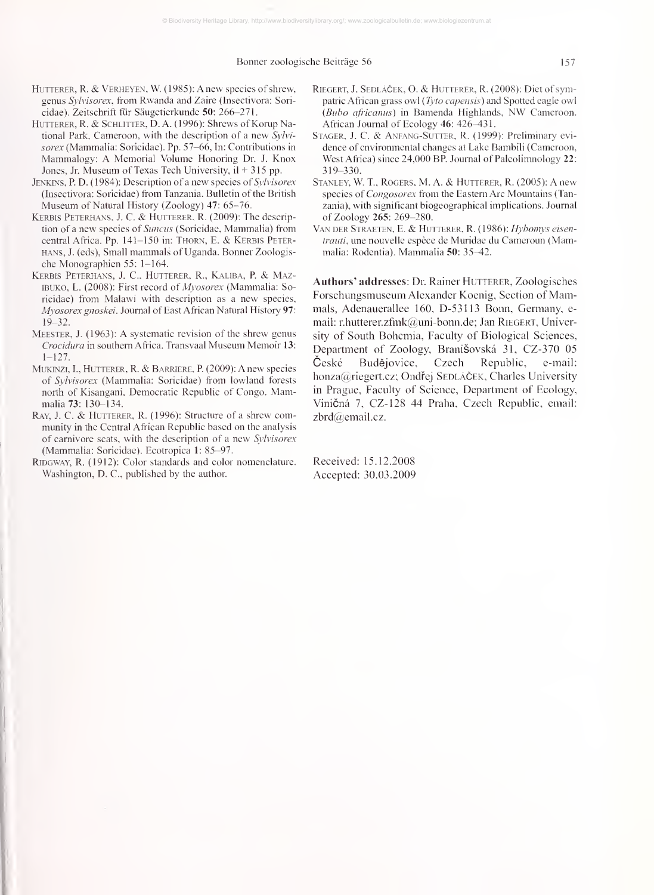Hutterer, R. & Verheyen, W. (1985): A new species of shrew, genus *Sylvisorex*, from Rwanda and Zaire (Insectivora: Soricidae). Zeitschrift für Säugetierkunde **50**: 266–271.

Hutterer, R. & Schlitter, D. A. (1996): Shrews of Korup National Park, Cameroon, with the description of a new *Sylvisorex* (Mammalia: Soricidae). Pp. 57–66, In: Contributions in Mammalogy: A Memorial Volume Honoring Dr. J. Knox Jones, Jr. Museum of Texas Tech University, il + 315 pp.

Jenkins, P. D. (1984): Description of a new species of *Sylvisorex* (Insectivora: Soricidae) from Tanzania. Bulletin of the British Museum of Natural History (Zoology) **47**: 65–76.

Kerbis Peterhans, J. C. & Hutterer, R. (2009): The description of a new species of *Suncus* (Soricidae, Mammalia) from central Africa. Pp. 141–150 in: Thorn, E. & Kerbis Peterhans, J. (eds), Small mammals of Uganda. Bonner Zoologische Monographien 55: 1–164.

Kerbis Peterhans, J. C., Hutterer, R., Kaliba, P. & Mazibuko, L. (2008): First record of *Myosorex* (Mammalia: Soricidae) from Malawi with description as a new species, *Myosorex gnoskei*. Journal of East African Natural History **97**: 19–32.

Meester, J. (1963): A systematic revision of the shrew genus *Crocidura* in southern Africa. Transvaal Museum Memoir **13**: 1–127.

Mukinzi, I., Hutterer, R. & Barriere, P. (2009): A new species of *Sylvisorex* (Mammalia: Soricidae) from lowland forests north of Kisangani, Democratic Republic of Congo. Mammalia **73**: 130–134.

Ray, J. C. & Hutterer, R. (1996): Structure of a shrew community in the Central African Republic based on the analysis of carnivore scats, with the description of a new *Sylvisorex* (Mammalia: Soricidae). Ecotropica **1**: 85–97.

Ridgway, R. (1912): Color standards and color nomenclature. Washington, D. C., published by the author.

Riegert, J. Sedláček, O. & Hutterer, R. (2008): Diet of sympatric African grass owl (*Tyto capensis*) and Spotted eagle owl (*Bubo africanus*) in Bamenda Highlands, NW Cameroon. African Journal of Ecology **46**: 426–431.

Stager, J. C. & Anfang-Sutter, R. (1999): Preliminary evidence of environmental changes at Lake Bambili (Cameroon, West Africa) since 24,000 BP. Journal of Paleolimnology **22**: 319–330.

Stanley, W. T., Rogers, M. A. & Hutterer, R. (2005): A new species of *Congosorex* from the Eastern Arc Mountains (Tanzania), with significant biogeographical implications. Journal of Zoology **265**: 269–280.

Van der Straeten, E. & Hutterer, R. (1986): *Hybomys eisentrauti*, une nouvelle espèce de Muridae du Cameroun (Mammalia: Rodentia). Mammalia **50**: 35–42.

**Authors' addresses**: Dr. Rainer Hutterer, Zoologisches Forschungsmuseum Alexander Koenig, Section of Mammals, Adenauerallee 160, D-53113 Bonn, Germany, e-mail: r.hutterer.zfmk@uni-bonn.de; Jan Riegert, University of South Bohemia, Faculty of Biological Sciences, Department of Zoology, Branišovská 31, CZ-370 05 České Budějovice, Czech Republic, e-mail: honza@riegert.cz; Ondřej Sedláček, Charles University in Prague, Faculty of Science, Department of Ecology, Viničná 7, CZ-128 44 Praha, Czech Republic, email: zbrd@email.cz.

Received: 15.12.2008
Accepted: 30.03.2009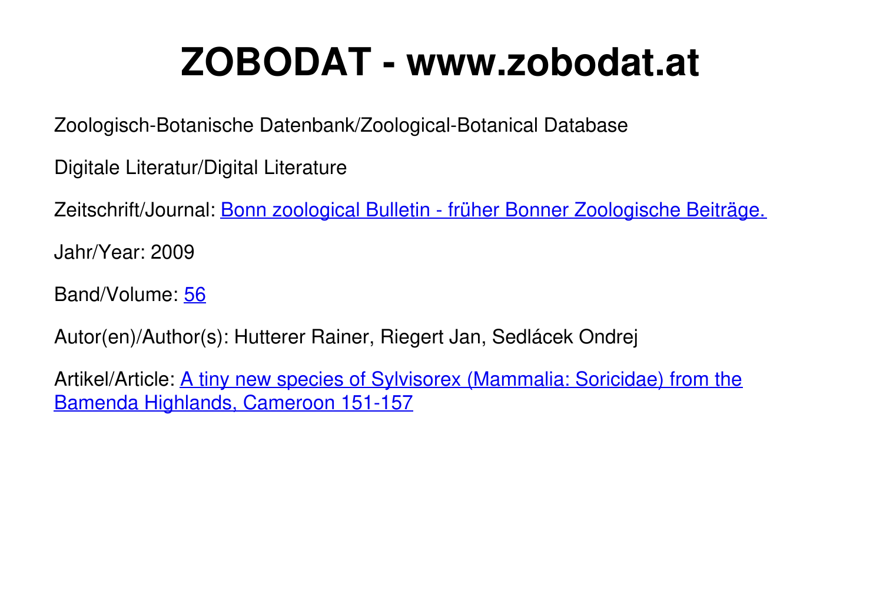# ZOBODAT - www.zobodat.at

Zoologisch-Botanische Datenbank/Zoological-Botanical Database

Digitale Literatur/Digital Literature

Zeitschrift/Journal: Bonn zoological Bulletin - früher Bonner Zoologische Beiträge.

Jahr/Year: 2009

Band/Volume: 56

Autor(en)/Author(s): Hutterer Rainer, Riegert Jan, Sedlácek Ondrej

Artikel/Article: A tiny new species of Sylvisorex (Mammalia: Soricidae) from the Bamenda Highlands, Cameroon 151-157